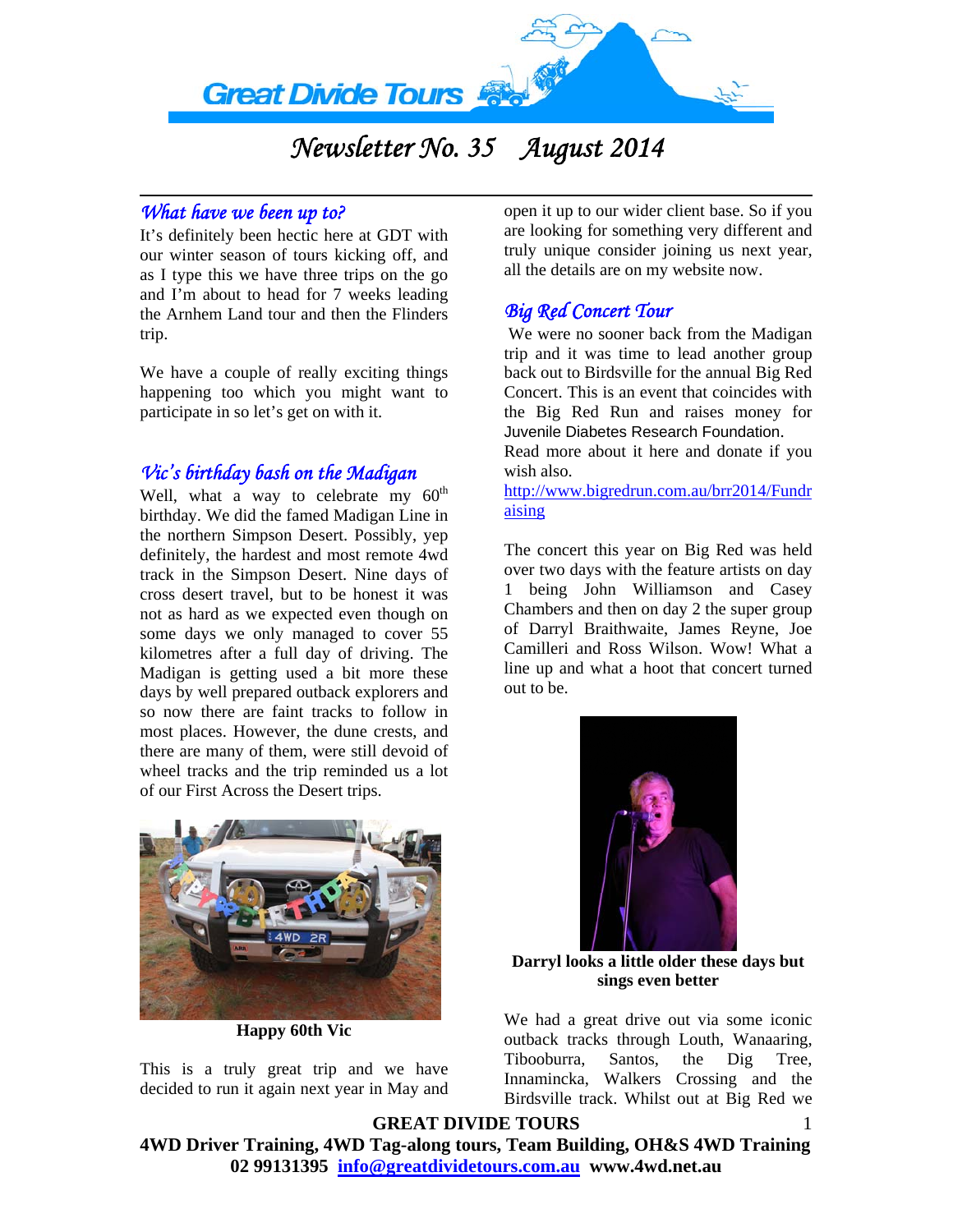# Great Divide Tours

## Newsletter No. 35 August 2014

### What have we been up to?

It's definitely been hectic here at GDT with our winter season of tours kicking off, and as I type this we have three trips on the go and I'm about to head for 7 weeks leading the Arnhem Land tour and then the Flinders trip.

We have a couple of really exciting things happening too which you might want to participate in so let's get on with it.

### Vic's birthday bash on the Madigan

Well, what a way to celebrate my 60th birthday. We did the famed Madigan Line in the northern Simpson Desert. Possibly, yep definitely, the hardest and most remote 4wd track in the Simpson Desert. Nine days of cross desert travel, but to be honest it was not as hard as we expected even though on some days we only managed to cover 55 kilometres after a full day of driving. The Madigan is getting used a bit more these days by well prepared outback explorers and so now there are faint tracks to follow in most places. However, the dune crests, and there are many of them, were still devoid of wheel tracks and the trip reminded us a lot of our First Across the Desert trips.

**Happy 60th Vic**

This is a truly great trip and we have decided to run it again next year in May and open it up to our wider client base. So if you are looking for something very different and truly unique consider joining us next year, all the details are on my website now.

### Big Red Concert Tour

We were no sooner back from the Madigan trip and it was time to lead another group back out to Birdsville for the annual Big Red Concert. This is an event that coincides with the Big Red Run and raises money for Juvenile Diabetes Research Foundation.
Read more about it here and donate if you wish also.
http://www.bigredrun.com.au/brr2014/Fundraising

The concert this year on Big Red was held over two days with the feature artists on day 1 being John Williamson and Casey Chambers and then on day 2 the super group of Darryl Braithwaite, James Reyne, Joe Camilleri and Ross Wilson. Wow! What a line up and what a hoot that concert turned out to be.

**Darryl looks a little older these days but sings even better**

We had a great drive out via some iconic outback tracks through Louth, Wanaaring, Tibooburra, Santos, the Dig Tree, Innamincka, Walkers Crossing and the Birdsville track. Whilst out at Big Red we

**GREAT DIVIDE TOURS**
**4WD Driver Training, 4WD Tag-along tours, Team Building, OH&S 4WD Training**
**02 99131395 info@greatdividetours.com.au www.4wd.net.au**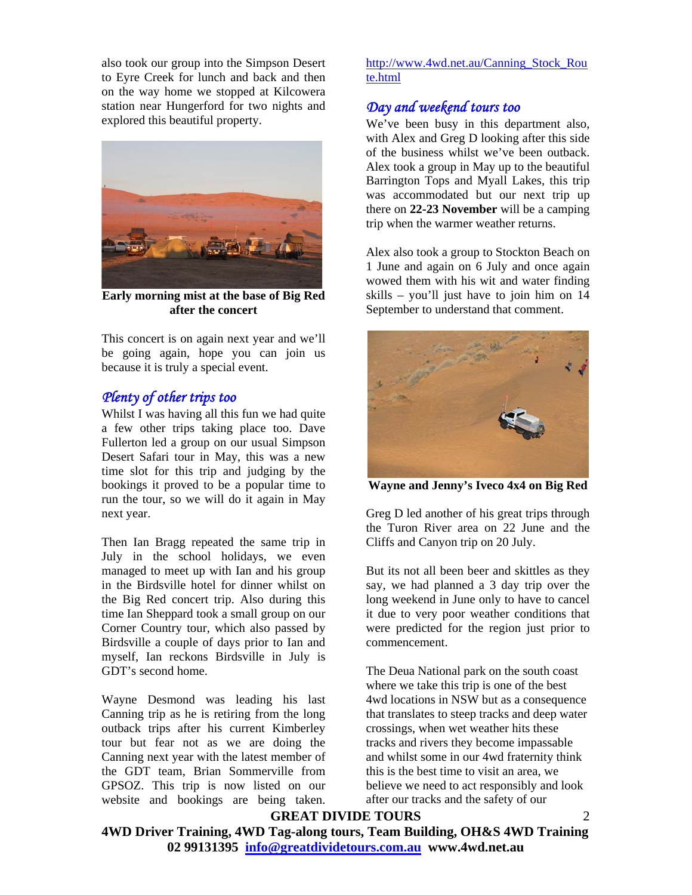also took our group into the Simpson Desert to Eyre Creek for lunch and back and then on the way home we stopped at Kilcowera station near Hungerford for two nights and explored this beautiful property.

**Early morning mist at the base of Big Red after the concert**

This concert is on again next year and we'll be going again, hope you can join us because it is truly a special event.

## *Plenty of other trips too*

Whilst I was having all this fun we had quite a few other trips taking place too. Dave Fullerton led a group on our usual Simpson Desert Safari tour in May, this was a new time slot for this trip and judging by the bookings it proved to be a popular time to run the tour, so we will do it again in May next year.

Then Ian Bragg repeated the same trip in July in the school holidays, we even managed to meet up with Ian and his group in the Birdsville hotel for dinner whilst on the Big Red concert trip. Also during this time Ian Sheppard took a small group on our Corner Country tour, which also passed by Birdsville a couple of days prior to Ian and myself, Ian reckons Birdsville in July is GDT's second home.

Wayne Desmond was leading his last Canning trip as he is retiring from the long outback trips after his current Kimberley tour but fear not as we are doing the Canning next year with the latest member of the GDT team, Brian Sommerville from GPSOZ. This trip is now listed on our website and bookings are being taken. http://www.4wd.net.au/Canning_Stock_Route.html

## *Day and weekend tours too*

We've been busy in this department also, with Alex and Greg D looking after this side of the business whilst we've been outback. Alex took a group in May up to the beautiful Barrington Tops and Myall Lakes, this trip was accommodated but our next trip up there on **22-23 November** will be a camping trip when the warmer weather returns.

Alex also took a group to Stockton Beach on 1 June and again on 6 July and once again wowed them with his wit and water finding skills – you'll just have to join him on 14 September to understand that comment.

**Wayne and Jenny's Iveco 4x4 on Big Red**

Greg D led another of his great trips through the Turon River area on 22 June and the Cliffs and Canyon trip on 20 July.

But its not all been beer and skittles as they say, we had planned a 3 day trip over the long weekend in June only to have to cancel it due to very poor weather conditions that were predicted for the region just prior to commencement.

The Deua National park on the south coast where we take this trip is one of the best 4wd locations in NSW but as a consequence that translates to steep tracks and deep water crossings, when wet weather hits these tracks and rivers they become impassable and whilst some in our 4wd fraternity think this is the best time to visit an area, we believe we need to act responsibly and look after our tracks and the safety of our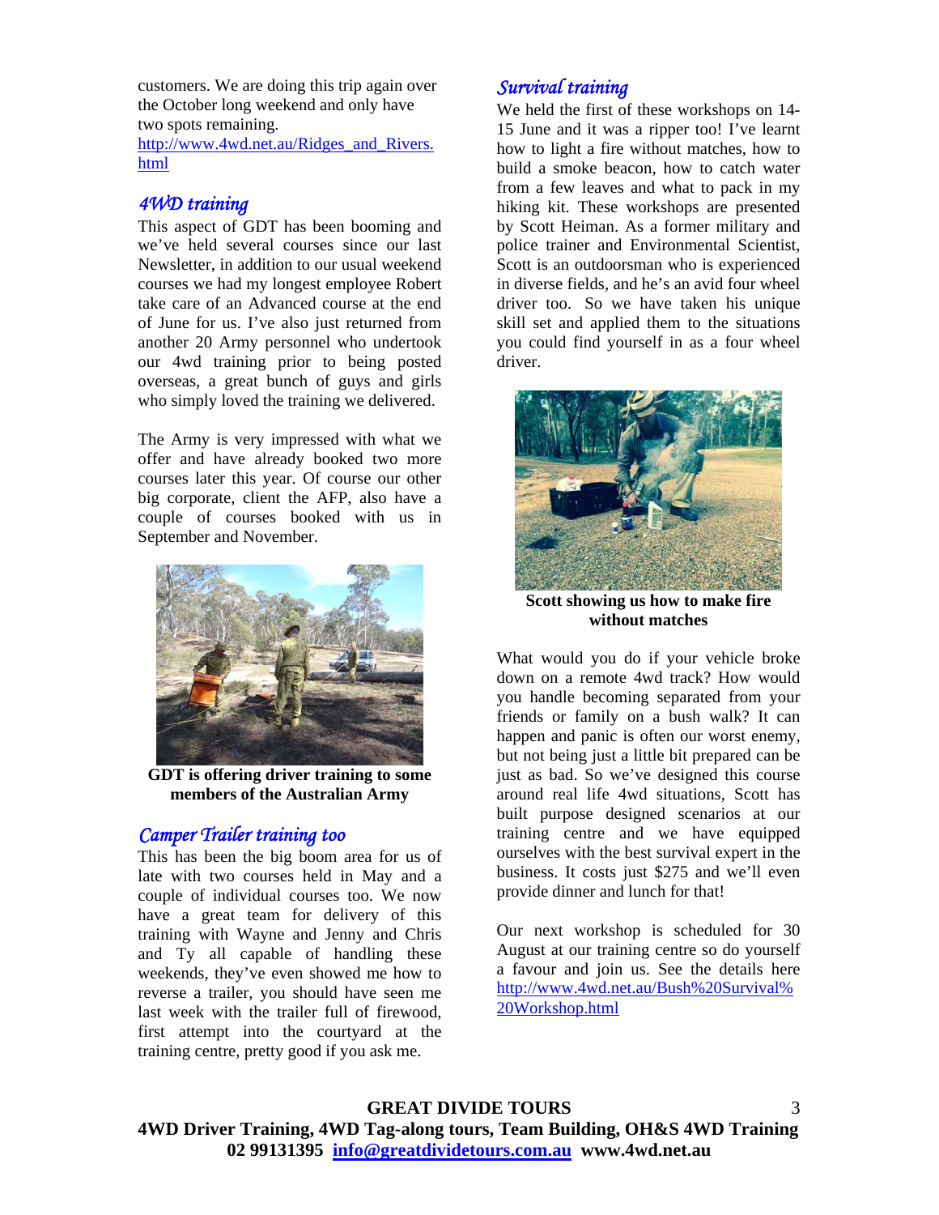customers. We are doing this trip again over the October long weekend and only have two spots remaining.
http://www.4wd.net.au/Ridges_and_Rivers.html

## 4WD training

This aspect of GDT has been booming and we've held several courses since our last Newsletter, in addition to our usual weekend courses we had my longest employee Robert take care of an Advanced course at the end of June for us. I've also just returned from another 20 Army personnel who undertook our 4wd training prior to being posted overseas, a great bunch of guys and girls who simply loved the training we delivered.

The Army is very impressed with what we offer and have already booked two more courses later this year. Of course our other big corporate, client the AFP, also have a couple of courses booked with us in September and November.

**GDT is offering driver training to some members of the Australian Army**

## Camper Trailer training too

This has been the big boom area for us of late with two courses held in May and a couple of individual courses too. We now have a great team for delivery of this training with Wayne and Jenny and Chris and Ty all capable of handling these weekends, they've even showed me how to reverse a trailer, you should have seen me last week with the trailer full of firewood, first attempt into the courtyard at the training centre, pretty good if you ask me.

## Survival training

We held the first of these workshops on 14-15 June and it was a ripper too! I've learnt how to light a fire without matches, how to build a smoke beacon, how to catch water from a few leaves and what to pack in my hiking kit. These workshops are presented by Scott Heiman. As a former military and police trainer and Environmental Scientist, Scott is an outdoorsman who is experienced in diverse fields, and he's an avid four wheel driver too. So we have taken his unique skill set and applied them to the situations you could find yourself in as a four wheel driver.

**Scott showing us how to make fire without matches**

What would you do if your vehicle broke down on a remote 4wd track? How would you handle becoming separated from your friends or family on a bush walk? It can happen and panic is often our worst enemy, but not being just a little bit prepared can be just as bad. So we've designed this course around real life 4wd situations, Scott has built purpose designed scenarios at our training centre and we have equipped ourselves with the best survival expert in the business. It costs just $275 and we'll even provide dinner and lunch for that!

Our next workshop is scheduled for 30 August at our training centre so do yourself a favour and join us. See the details here
http://www.4wd.net.au/Bush%20Survival%20Workshop.html

**GREAT DIVIDE TOURS**
**4WD Driver Training, 4WD Tag-along tours, Team Building, OH&S 4WD Training**
**02 99131395 info@greatdividetours.com.au www.4wd.net.au**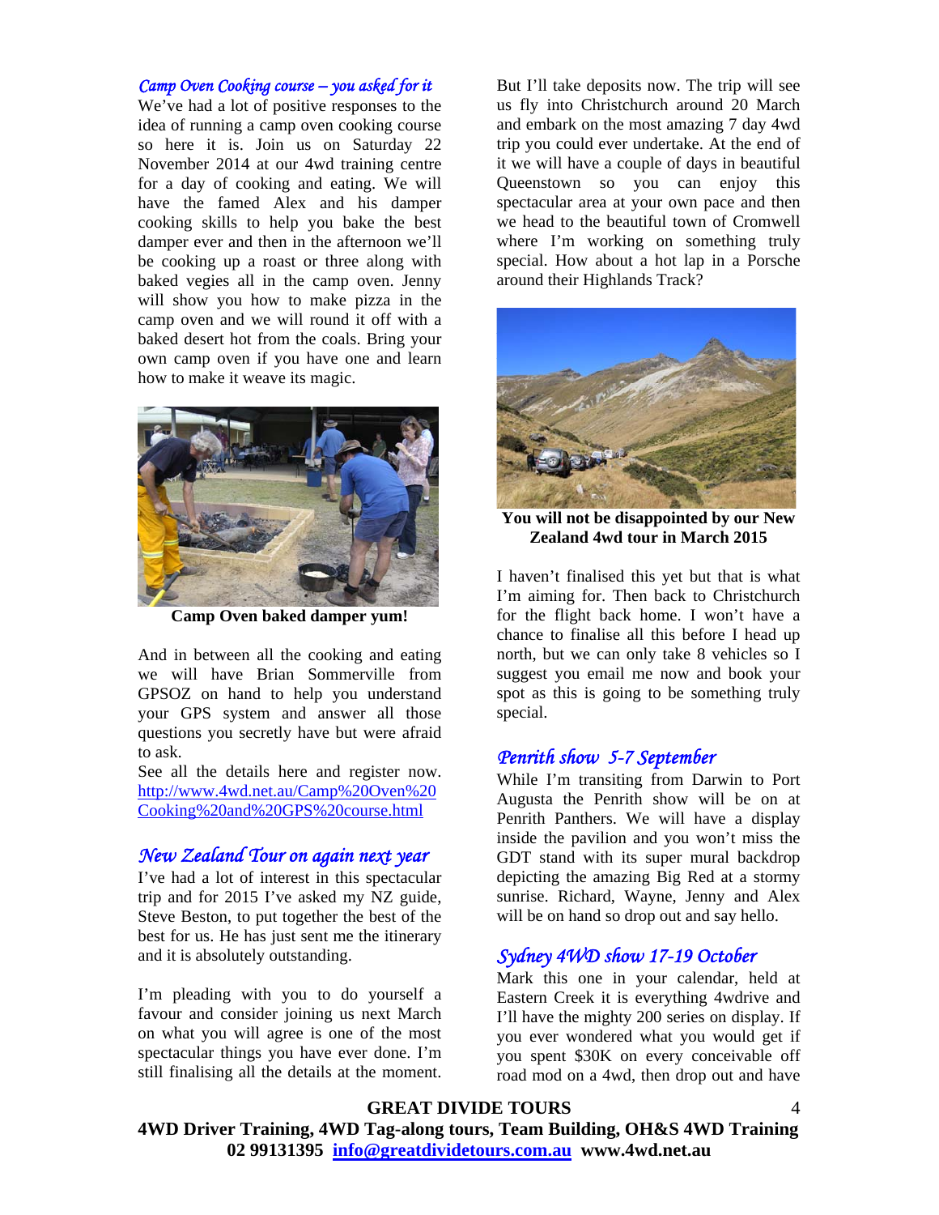### *Camp Oven Cooking course – you asked for it*

We've had a lot of positive responses to the idea of running a camp oven cooking course so here it is. Join us on Saturday 22 November 2014 at our 4wd training centre for a day of cooking and eating. We will have the famed Alex and his damper cooking skills to help you bake the best damper ever and then in the afternoon we'll be cooking up a roast or three along with baked vegies all in the camp oven. Jenny will show you how to make pizza in the camp oven and we will round it off with a baked desert hot from the coals. Bring your own camp oven if you have one and learn how to make it weave its magic.

**Camp Oven baked damper yum!**

And in between all the cooking and eating we will have Brian Sommerville from GPSOZ on hand to help you understand your GPS system and answer all those questions you secretly have but were afraid to ask.

See all the details here and register now. http://www.4wd.net.au/Camp%20Oven%20Cooking%20and%20GPS%20course.html

### *New Zealand Tour on again next year*

I've had a lot of interest in this spectacular trip and for 2015 I've asked my NZ guide, Steve Beston, to put together the best of the best for us. He has just sent me the itinerary and it is absolutely outstanding.

I'm pleading with you to do yourself a favour and consider joining us next March on what you will agree is one of the most spectacular things you have ever done. I'm still finalising all the details at the moment. But I'll take deposits now. The trip will see us fly into Christchurch around 20 March and embark on the most amazing 7 day 4wd trip you could ever undertake. At the end of it we will have a couple of days in beautiful Queenstown so you can enjoy this spectacular area at your own pace and then we head to the beautiful town of Cromwell where I'm working on something truly special. How about a hot lap in a Porsche around their Highlands Track?

**You will not be disappointed by our New Zealand 4wd tour in March 2015**

I haven't finalised this yet but that is what I'm aiming for. Then back to Christchurch for the flight back home. I won't have a chance to finalise all this before I head up north, but we can only take 8 vehicles so I suggest you email me now and book your spot as this is going to be something truly special.

### *Penrith show 5-7 September*

While I'm transiting from Darwin to Port Augusta the Penrith show will be on at Penrith Panthers. We will have a display inside the pavilion and you won't miss the GDT stand with its super mural backdrop depicting the amazing Big Red at a stormy sunrise. Richard, Wayne, Jenny and Alex will be on hand so drop out and say hello.

### *Sydney 4WD show 17-19 October*

Mark this one in your calendar, held at Eastern Creek it is everything 4wdrive and I'll have the mighty 200 series on display. If you ever wondered what you would get if you spent $30K on every conceivable off road mod on a 4wd, then drop out and have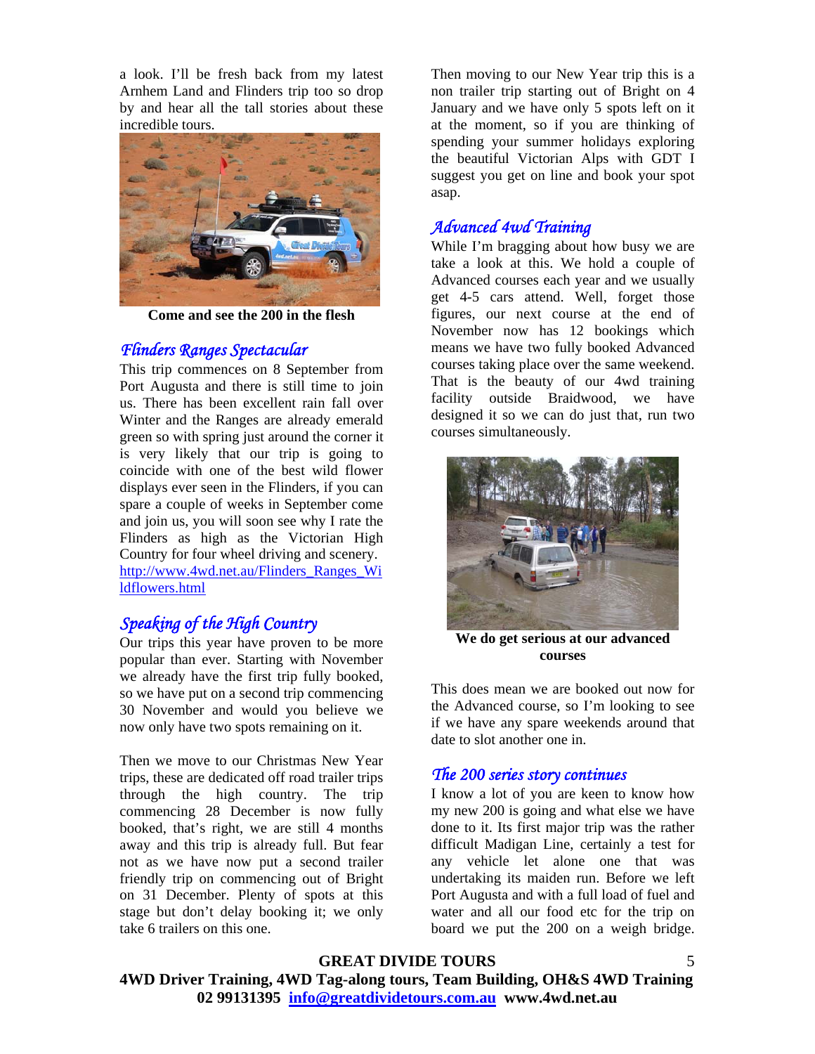a look. I'll be fresh back from my latest Arnhem Land and Flinders trip too so drop by and hear all the tall stories about these incredible tours.

**Come and see the 200 in the flesh**

## *Flinders Ranges Spectacular*

This trip commences on 8 September from Port Augusta and there is still time to join us. There has been excellent rain fall over Winter and the Ranges are already emerald green so with spring just around the corner it is very likely that our trip is going to coincide with one of the best wild flower displays ever seen in the Flinders, if you can spare a couple of weeks in September come and join us, you will soon see why I rate the Flinders as high as the Victorian High Country for four wheel driving and scenery. http://www.4wd.net.au/Flinders_Ranges_Wildflowers.html

## *Speaking of the High Country*

Our trips this year have proven to be more popular than ever. Starting with November we already have the first trip fully booked, so we have put on a second trip commencing 30 November and would you believe we now only have two spots remaining on it.

Then we move to our Christmas New Year trips, these are dedicated off road trailer trips through the high country. The trip commencing 28 December is now fully booked, that's right, we are still 4 months away and this trip is already full. But fear not as we have now put a second trailer friendly trip on commencing out of Bright on 31 December. Plenty of spots at this stage but don't delay booking it; we only take 6 trailers on this one.

Then moving to our New Year trip this is a non trailer trip starting out of Bright on 4 January and we have only 5 spots left on it at the moment, so if you are thinking of spending your summer holidays exploring the beautiful Victorian Alps with GDT I suggest you get on line and book your spot asap.

## *Advanced 4wd Training*

While I'm bragging about how busy we are take a look at this. We hold a couple of Advanced courses each year and we usually get 4-5 cars attend. Well, forget those figures, our next course at the end of November now has 12 bookings which means we have two fully booked Advanced courses taking place over the same weekend. That is the beauty of our 4wd training facility outside Braidwood, we have designed it so we can do just that, run two courses simultaneously.

**We do get serious at our advanced courses**

This does mean we are booked out now for the Advanced course, so I'm looking to see if we have any spare weekends around that date to slot another one in.

## *The 200 series story continues*

I know a lot of you are keen to know how my new 200 is going and what else we have done to it. Its first major trip was the rather difficult Madigan Line, certainly a test for any vehicle let alone one that was undertaking its maiden run. Before we left Port Augusta and with a full load of fuel and water and all our food etc for the trip on board we put the 200 on a weigh bridge.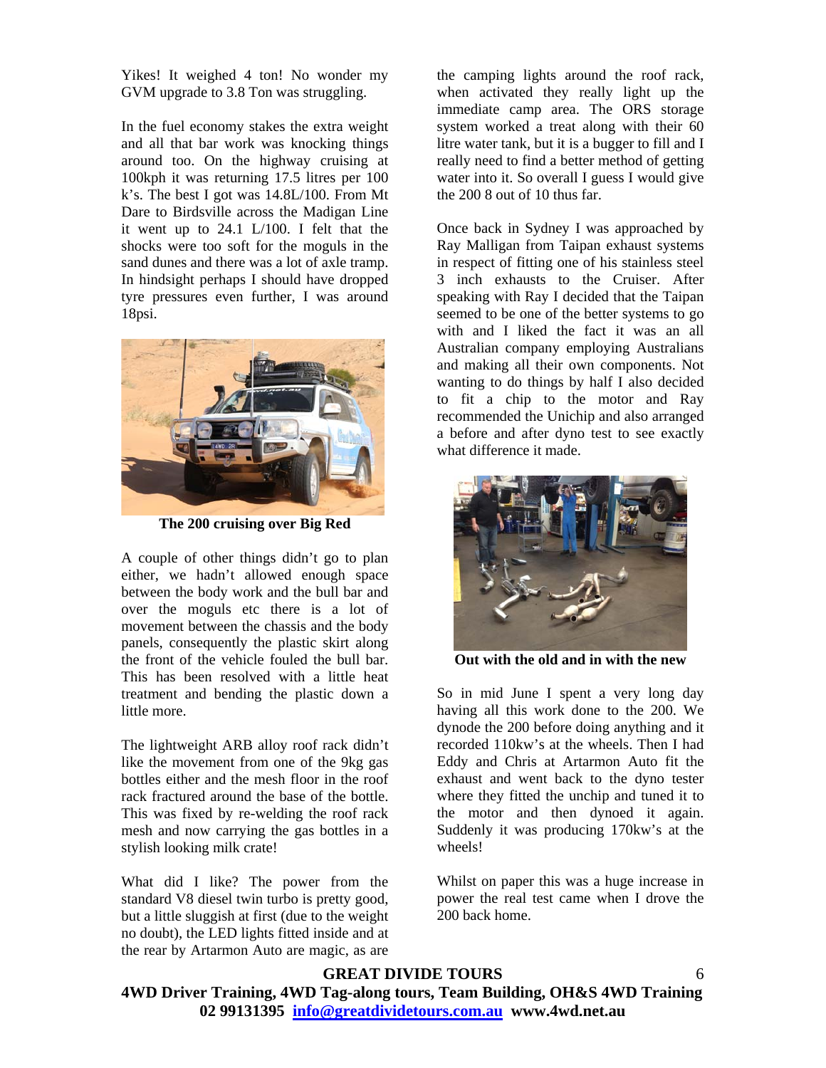Yikes! It weighed 4 ton! No wonder my GVM upgrade to 3.8 Ton was struggling.

In the fuel economy stakes the extra weight and all that bar work was knocking things around too. On the highway cruising at 100kph it was returning 17.5 litres per 100 k's. The best I got was 14.8L/100. From Mt Dare to Birdsville across the Madigan Line it went up to 24.1 L/100. I felt that the shocks were too soft for the moguls in the sand dunes and there was a lot of axle tramp. In hindsight perhaps I should have dropped tyre pressures even further, I was around 18psi.

**The 200 cruising over Big Red**

A couple of other things didn't go to plan either, we hadn't allowed enough space between the body work and the bull bar and over the moguls etc there is a lot of movement between the chassis and the body panels, consequently the plastic skirt along the front of the vehicle fouled the bull bar. This has been resolved with a little heat treatment and bending the plastic down a little more.

The lightweight ARB alloy roof rack didn't like the movement from one of the 9kg gas bottles either and the mesh floor in the roof rack fractured around the base of the bottle. This was fixed by re-welding the roof rack mesh and now carrying the gas bottles in a stylish looking milk crate!

What did I like? The power from the standard V8 diesel twin turbo is pretty good, but a little sluggish at first (due to the weight no doubt), the LED lights fitted inside and at the rear by Artarmon Auto are magic, as are the camping lights around the roof rack, when activated they really light up the immediate camp area. The ORS storage system worked a treat along with their 60 litre water tank, but it is a bugger to fill and I really need to find a better method of getting water into it. So overall I guess I would give the 200 8 out of 10 thus far.

Once back in Sydney I was approached by Ray Malligan from Taipan exhaust systems in respect of fitting one of his stainless steel 3 inch exhausts to the Cruiser. After speaking with Ray I decided that the Taipan seemed to be one of the better systems to go with and I liked the fact it was an all Australian company employing Australians and making all their own components. Not wanting to do things by half I also decided to fit a chip to the motor and Ray recommended the Unichip and also arranged a before and after dyno test to see exactly what difference it made.

**Out with the old and in with the new**

So in mid June I spent a very long day having all this work done to the 200. We dynode the 200 before doing anything and it recorded 110kw's at the wheels. Then I had Eddy and Chris at Artarmon Auto fit the exhaust and went back to the dyno tester where they fitted the unchip and tuned it to the motor and then dynoed it again. Suddenly it was producing 170kw's at the wheels!

Whilst on paper this was a huge increase in power the real test came when I drove the 200 back home.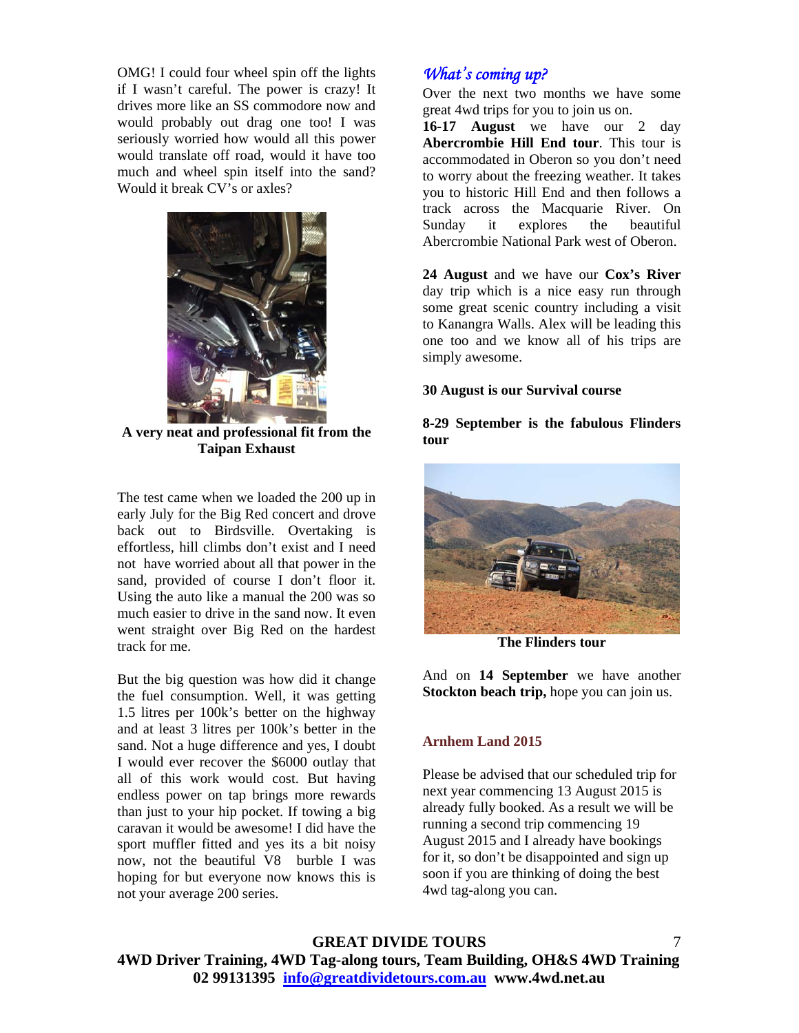OMG! I could four wheel spin off the lights if I wasn't careful. The power is crazy! It drives more like an SS commodore now and would probably out drag one too! I was seriously worried how would all this power would translate off road, would it have too much and wheel spin itself into the sand? Would it break CV's or axles?

**A very neat and professional fit from the Taipan Exhaust**

The test came when we loaded the 200 up in early July for the Big Red concert and drove back out to Birdsville. Overtaking is effortless, hill climbs don't exist and I need not have worried about all that power in the sand, provided of course I don't floor it. Using the auto like a manual the 200 was so much easier to drive in the sand now. It even went straight over Big Red on the hardest track for me.

But the big question was how did it change the fuel consumption. Well, it was getting 1.5 litres per 100k's better on the highway and at least 3 litres per 100k's better in the sand. Not a huge difference and yes, I doubt I would ever recover the $6000 outlay that all of this work would cost. But having endless power on tap brings more rewards than just to your hip pocket. If towing a big caravan it would be awesome! I did have the sport muffler fitted and yes its a bit noisy now, not the beautiful V8 burble I was hoping for but everyone now knows this is not your average 200 series.

## *What's coming up?*

Over the next two months we have some great 4wd trips for you to join us on.

**16-17 August** we have our 2 day **Abercrombie Hill End tour**. This tour is accommodated in Oberon so you don't need to worry about the freezing weather. It takes you to historic Hill End and then follows a track across the Macquarie River. On Sunday it explores the beautiful Abercrombie National Park west of Oberon.

**24 August** and we have our **Cox's River** day trip which is a nice easy run through some great scenic country including a visit to Kanangra Walls. Alex will be leading this one too and we know all of his trips are simply awesome.

**30 August is our Survival course**

**8-29 September is the fabulous Flinders tour**

**The Flinders tour**

And on **14 September** we have another **Stockton beach trip,** hope you can join us.

## Arnhem Land 2015

Please be advised that our scheduled trip for next year commencing 13 August 2015 is already fully booked. As a result we will be running a second trip commencing 19 August 2015 and I already have bookings for it, so don't be disappointed and sign up soon if you are thinking of doing the best 4wd tag-along you can.

**GREAT DIVIDE TOURS**
**4WD Driver Training, 4WD Tag-along tours, Team Building, OH&S 4WD Training**
**02 99131395 info@greatdividetours.com.au www.4wd.net.au**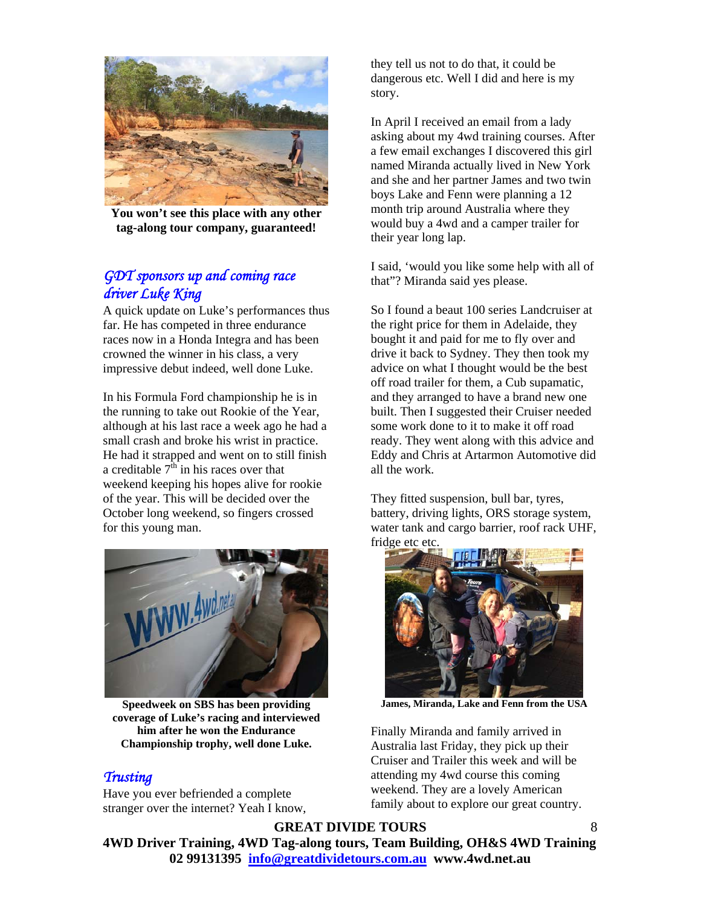**You won't see this place with any other tag-along tour company, guaranteed!**

## *GDT sponsors up and coming race driver Luke King*

A quick update on Luke's performances thus far. He has competed in three endurance races now in a Honda Integra and has been crowned the winner in his class, a very impressive debut indeed, well done Luke.

In his Formula Ford championship he is in the running to take out Rookie of the Year, although at his last race a week ago he had a small crash and broke his wrist in practice. He had it strapped and went on to still finish a creditable 7th in his races over that weekend keeping his hopes alive for rookie of the year. This will be decided over the October long weekend, so fingers crossed for this young man.

**Speedweek on SBS has been providing coverage of Luke's racing and interviewed him after he won the Endurance Championship trophy, well done Luke.**

## *Trusting*

Have you ever befriended a complete stranger over the internet? Yeah I know, they tell us not to do that, it could be dangerous etc. Well I did and here is my story.

In April I received an email from a lady asking about my 4wd training courses. After a few email exchanges I discovered this girl named Miranda actually lived in New York and she and her partner James and two twin boys Lake and Fenn were planning a 12 month trip around Australia where they would buy a 4wd and a camper trailer for their year long lap.

I said, 'would you like some help with all of that"? Miranda said yes please.

So I found a beaut 100 series Landcruiser at the right price for them in Adelaide, they bought it and paid for me to fly over and drive it back to Sydney. They then took my advice on what I thought would be the best off road trailer for them, a Cub supamatic, and they arranged to have a brand new one built. Then I suggested their Cruiser needed some work done to it to make it off road ready. They went along with this advice and Eddy and Chris at Artarmon Automotive did all the work.

They fitted suspension, bull bar, tyres, battery, driving lights, ORS storage system, water tank and cargo barrier, roof rack UHF, fridge etc etc.

**James, Miranda, Lake and Fenn from the USA**

Finally Miranda and family arrived in Australia last Friday, they pick up their Cruiser and Trailer this week and will be attending my 4wd course this coming weekend. They are a lovely American family about to explore our great country.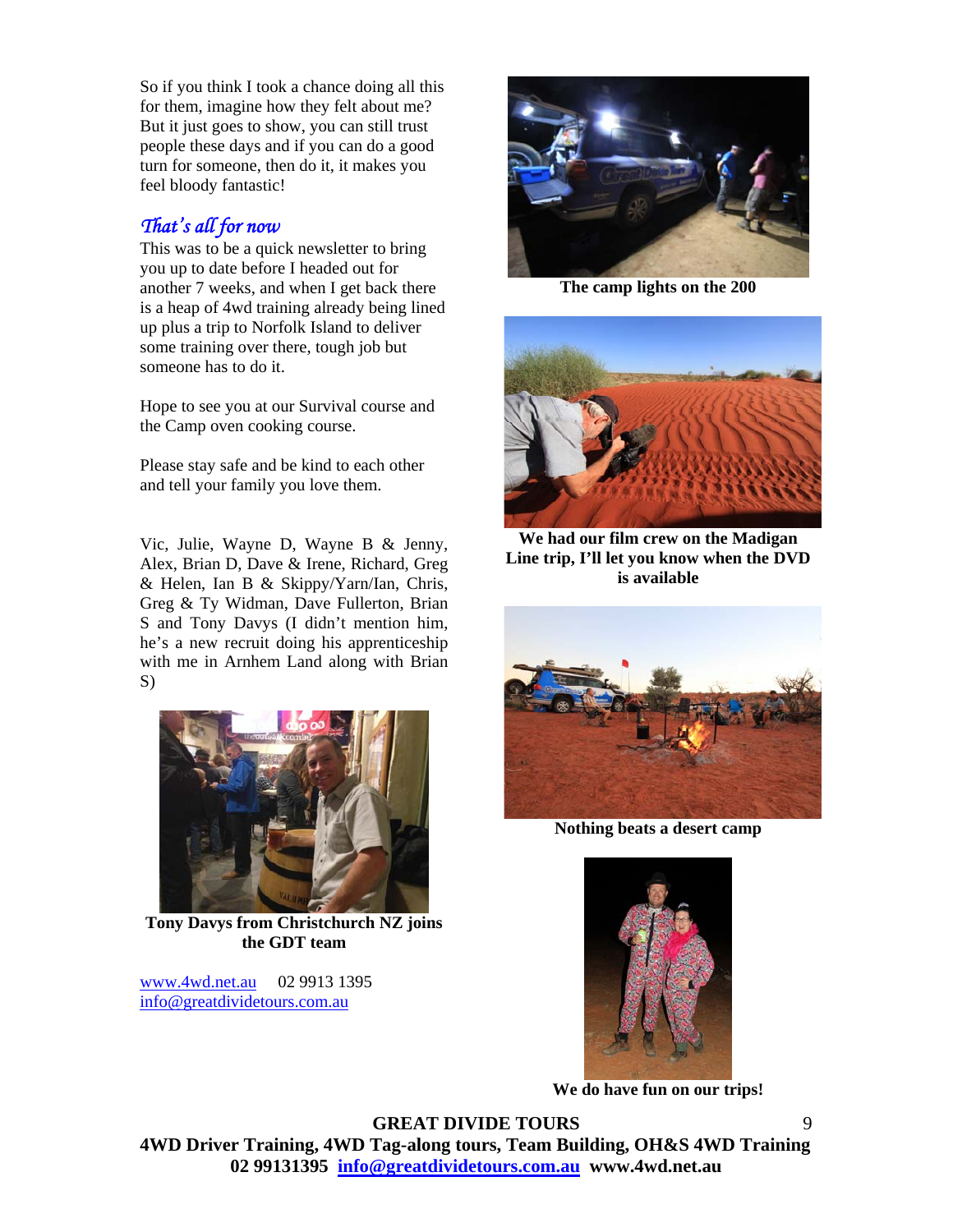So if you think I took a chance doing all this for them, imagine how they felt about me? But it just goes to show, you can still trust people these days and if you can do a good turn for someone, then do it, it makes you feel bloody fantastic!

## *That's all for now*

This was to be a quick newsletter to bring you up to date before I headed out for another 7 weeks, and when I get back there is a heap of 4wd training already being lined up plus a trip to Norfolk Island to deliver some training over there, tough job but someone has to do it.

Hope to see you at our Survival course and the Camp oven cooking course.

Please stay safe and be kind to each other and tell your family you love them.

Vic, Julie, Wayne D, Wayne B & Jenny, Alex, Brian D, Dave & Irene, Richard, Greg & Helen, Ian B & Skippy/Yarn/Ian, Chris, Greg & Ty Widman, Dave Fullerton, Brian S and Tony Davys (I didn't mention him, he's a new recruit doing his apprenticeship with me in Arnhem Land along with Brian S)

**Tony Davys from Christchurch NZ joins the GDT team**

www.4wd.net.au 02 9913 1395
info@greatdividetours.com.au

**The camp lights on the 200**

**We had our film crew on the Madigan Line trip, I'll let you know when the DVD is available**

**Nothing beats a desert camp**

**We do have fun on our trips!**